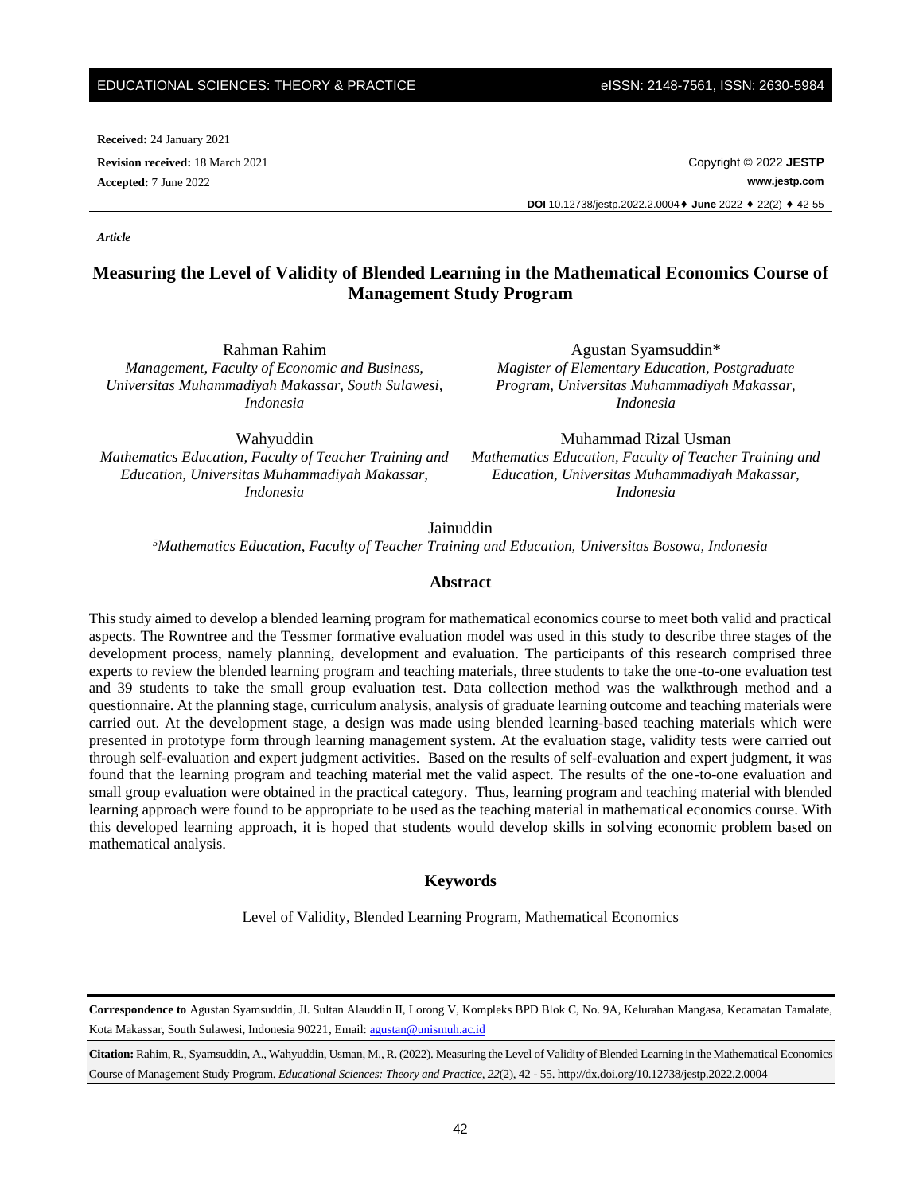**Received:** 24 January 2021

**Revision received:** 18 March 2021

**Accepted:** 7 June 2022

Copyright © 2022 **JESTP**

**www.jestp.com**

**DOI** 10.12738/jestp.2022.2.0004 ♦ **June** 2022 ♦ 22(2) ♦ 42-55

***Article***

# Measuring the Level of Validity of Blended Learning in the Mathematical Economics Course of Management Study Program

Rahman Rahim
*Management, Faculty of Economic and Business, Universitas Muhammadiyah Makassar, South Sulawesi, Indonesia*

Agustan Syamsuddin*
*Magister of Elementary Education, Postgraduate Program, Universitas Muhammadiyah Makassar, Indonesia*

Wahyuddin
*Mathematics Education, Faculty of Teacher Training and Education, Universitas Muhammadiyah Makassar, Indonesia*

Muhammad Rizal Usman
*Mathematics Education, Faculty of Teacher Training and Education, Universitas Muhammadiyah Makassar, Indonesia*

Jainuddin
[5]*Mathematics Education, Faculty of Teacher Training and Education, Universitas Bosowa, Indonesia*

## Abstract

This study aimed to develop a blended learning program for mathematical economics course to meet both valid and practical aspects. The Rowntree and the Tessmer formative evaluation model was used in this study to describe three stages of the development process, namely planning, development and evaluation. The participants of this research comprised three experts to review the blended learning program and teaching materials, three students to take the one-to-one evaluation test and 39 students to take the small group evaluation test. Data collection method was the walkthrough method and a questionnaire. At the planning stage, curriculum analysis, analysis of graduate learning outcome and teaching materials were carried out. At the development stage, a design was made using blended learning-based teaching materials which were presented in prototype form through learning management system. At the evaluation stage, validity tests were carried out through self-evaluation and expert judgment activities. Based on the results of self-evaluation and expert judgment, it was found that the learning program and teaching material met the valid aspect. The results of the one-to-one evaluation and small group evaluation were obtained in the practical category. Thus, learning program and teaching material with blended learning approach were found to be appropriate to be used as the teaching material in mathematical economics course. With this developed learning approach, it is hoped that students would develop skills in solving economic problem based on mathematical analysis.

## Keywords

Level of Validity, Blended Learning Program, Mathematical Economics

---

**Correspondence to** Agustan Syamsuddin, Jl. Sultan Alauddin II, Lorong V, Kompleks BPD Blok C, No. 9A, Kelurahan Mangasa, Kecamatan Tamalate, Kota Makassar, South Sulawesi, Indonesia 90221, Email: agustan@unismuh.ac.id

**Citation:** Rahim, R., Syamsuddin, A., Wahyuddin, Usman, M., R. (2022). Measuring the Level of Validity of Blended Learning in the Mathematical Economics Course of Management Study Program. *Educational Sciences: Theory and Practice, 22*(2), 42 - 55. http://dx.doi.org/10.12738/jestp.2022.2.0004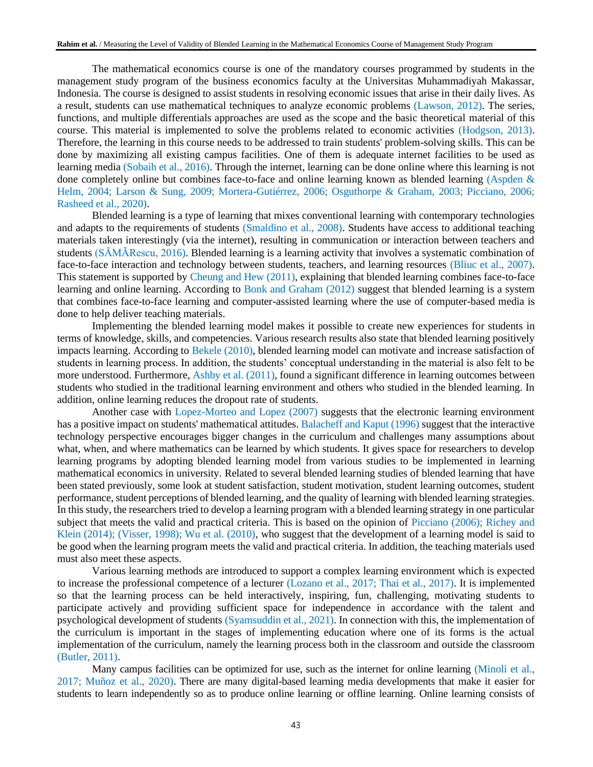The mathematical economics course is one of the mandatory courses programmed by students in the management study program of the business economics faculty at the Universitas Muhammadiyah Makassar, Indonesia. The course is designed to assist students in resolving economic issues that arise in their daily lives. As a result, students can use mathematical techniques to analyze economic problems (Lawson, 2012). The series, functions, and multiple differentials approaches are used as the scope and the basic theoretical material of this course. This material is implemented to solve the problems related to economic activities (Hodgson, 2013). Therefore, the learning in this course needs to be addressed to train students' problem-solving skills. This can be done by maximizing all existing campus facilities. One of them is adequate internet facilities to be used as learning media (Sobaih et al., 2016). Through the internet, learning can be done online where this learning is not done completely online but combines face-to-face and online learning known as blended learning (Aspden & Helm, 2004; Larson & Sung, 2009; Mortera-Gutiérrez, 2006; Osguthorpe & Graham, 2003; Picciano, 2006; Rasheed et al., 2020).

Blended learning is a type of learning that mixes conventional learning with contemporary technologies and adapts to the requirements of students (Smaldino et al., 2008). Students have access to additional teaching materials taken interestingly (via the internet), resulting in communication or interaction between teachers and students (SĂMĂRescu, 2016). Blended learning is a learning activity that involves a systematic combination of face-to-face interaction and technology between students, teachers, and learning resources (Bliuc et al., 2007). This statement is supported by Cheung and Hew (2011), explaining that blended learning combines face-to-face learning and online learning. According to Bonk and Graham (2012) suggest that blended learning is a system that combines face-to-face learning and computer-assisted learning where the use of computer-based media is done to help deliver teaching materials.

Implementing the blended learning model makes it possible to create new experiences for students in terms of knowledge, skills, and competencies. Various research results also state that blended learning positively impacts learning. According to Bekele (2010), blended learning model can motivate and increase satisfaction of students in learning process. In addition, the students' conceptual understanding in the material is also felt to be more understood. Furthermore, Ashby et al. (2011), found a significant difference in learning outcomes between students who studied in the traditional learning environment and others who studied in the blended learning. In addition, online learning reduces the dropout rate of students.

Another case with Lopez-Morteo and Lopez (2007) suggests that the electronic learning environment has a positive impact on students' mathematical attitudes. Balacheff and Kaput (1996) suggest that the interactive technology perspective encourages bigger changes in the curriculum and challenges many assumptions about what, when, and where mathematics can be learned by which students. It gives space for researchers to develop learning programs by adopting blended learning model from various studies to be implemented in learning mathematical economics in university. Related to several blended learning studies of blended learning that have been stated previously, some look at student satisfaction, student motivation, student learning outcomes, student performance, student perceptions of blended learning, and the quality of learning with blended learning strategies. In this study, the researchers tried to develop a learning program with a blended learning strategy in one particular subject that meets the valid and practical criteria. This is based on the opinion of Picciano (2006); Richey and Klein (2014); (Visser, 1998); Wu et al. (2010), who suggest that the development of a learning model is said to be good when the learning program meets the valid and practical criteria. In addition, the teaching materials used must also meet these aspects.

Various learning methods are introduced to support a complex learning environment which is expected to increase the professional competence of a lecturer (Lozano et al., 2017; Thai et al., 2017). It is implemented so that the learning process can be held interactively, inspiring, fun, challenging, motivating students to participate actively and providing sufficient space for independence in accordance with the talent and psychological development of students (Syamsuddin et al., 2021). In connection with this, the implementation of the curriculum is important in the stages of implementing education where one of its forms is the actual implementation of the curriculum, namely the learning process both in the classroom and outside the classroom (Butler, 2011).

Many campus facilities can be optimized for use, such as the internet for online learning (Minoli et al., 2017; Muñoz et al., 2020). There are many digital-based learning media developments that make it easier for students to learn independently so as to produce online learning or offline learning. Online learning consists of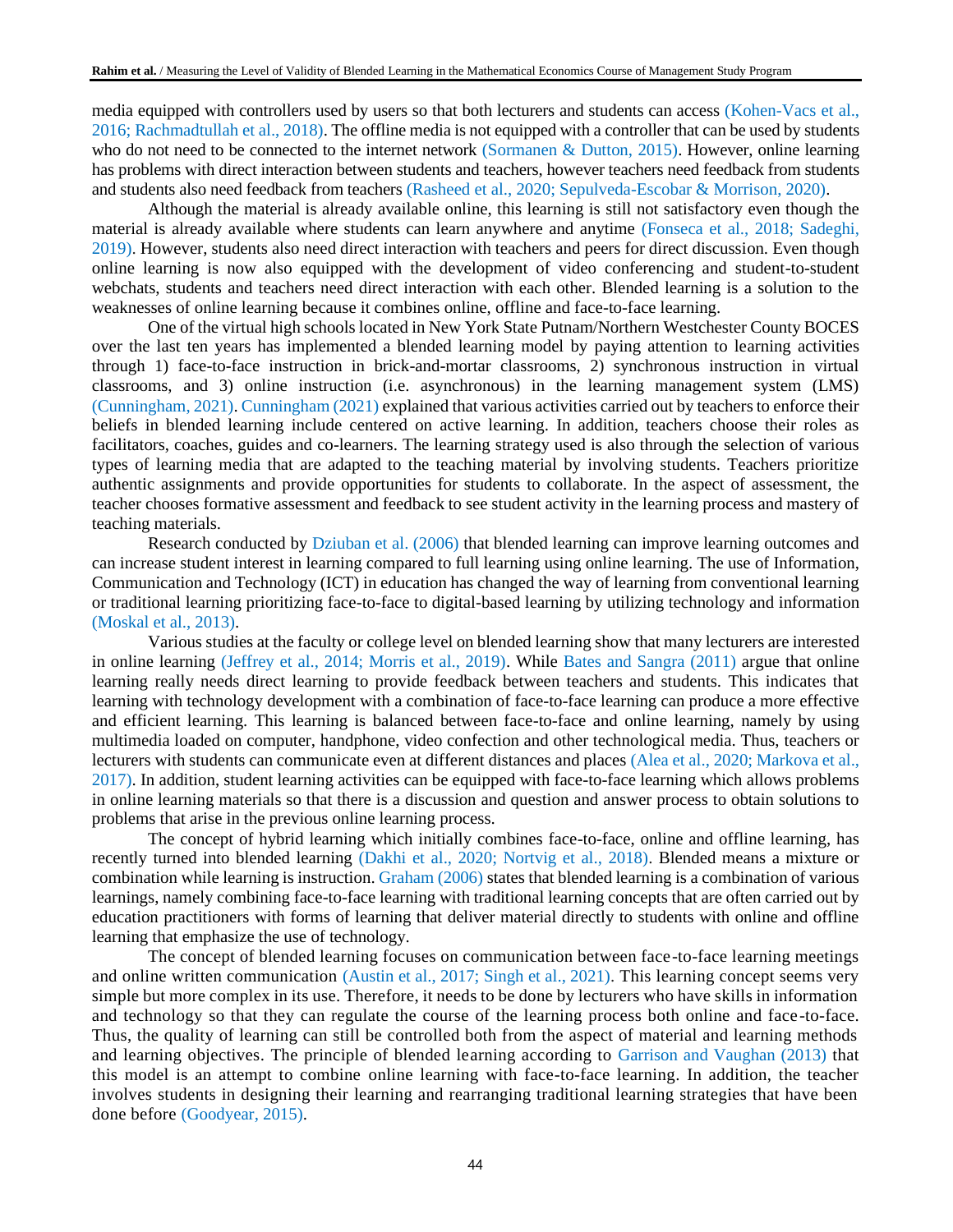media equipped with controllers used by users so that both lecturers and students can access (Kohen-Vacs et al., 2016; Rachmadtullah et al., 2018). The offline media is not equipped with a controller that can be used by students who do not need to be connected to the internet network (Sormanen & Dutton, 2015). However, online learning has problems with direct interaction between students and teachers, however teachers need feedback from students and students also need feedback from teachers (Rasheed et al., 2020; Sepulveda-Escobar & Morrison, 2020).

Although the material is already available online, this learning is still not satisfactory even though the material is already available where students can learn anywhere and anytime (Fonseca et al., 2018; Sadeghi, 2019). However, students also need direct interaction with teachers and peers for direct discussion. Even though online learning is now also equipped with the development of video conferencing and student-to-student webchats, students and teachers need direct interaction with each other. Blended learning is a solution to the weaknesses of online learning because it combines online, offline and face-to-face learning.

One of the virtual high schools located in New York State Putnam/Northern Westchester County BOCES over the last ten years has implemented a blended learning model by paying attention to learning activities through 1) face-to-face instruction in brick-and-mortar classrooms, 2) synchronous instruction in virtual classrooms, and 3) online instruction (i.e. asynchronous) in the learning management system (LMS) (Cunningham, 2021). Cunningham (2021) explained that various activities carried out by teachers to enforce their beliefs in blended learning include centered on active learning. In addition, teachers choose their roles as facilitators, coaches, guides and co-learners. The learning strategy used is also through the selection of various types of learning media that are adapted to the teaching material by involving students. Teachers prioritize authentic assignments and provide opportunities for students to collaborate. In the aspect of assessment, the teacher chooses formative assessment and feedback to see student activity in the learning process and mastery of teaching materials.

Research conducted by Dziuban et al. (2006) that blended learning can improve learning outcomes and can increase student interest in learning compared to full learning using online learning. The use of Information, Communication and Technology (ICT) in education has changed the way of learning from conventional learning or traditional learning prioritizing face-to-face to digital-based learning by utilizing technology and information (Moskal et al., 2013).

Various studies at the faculty or college level on blended learning show that many lecturers are interested in online learning (Jeffrey et al., 2014; Morris et al., 2019). While Bates and Sangra (2011) argue that online learning really needs direct learning to provide feedback between teachers and students. This indicates that learning with technology development with a combination of face-to-face learning can produce a more effective and efficient learning. This learning is balanced between face-to-face and online learning, namely by using multimedia loaded on computer, handphone, video confection and other technological media. Thus, teachers or lecturers with students can communicate even at different distances and places (Alea et al., 2020; Markova et al., 2017). In addition, student learning activities can be equipped with face-to-face learning which allows problems in online learning materials so that there is a discussion and question and answer process to obtain solutions to problems that arise in the previous online learning process.

The concept of hybrid learning which initially combines face-to-face, online and offline learning, has recently turned into blended learning (Dakhi et al., 2020; Nortvig et al., 2018). Blended means a mixture or combination while learning is instruction. Graham (2006) states that blended learning is a combination of various learnings, namely combining face-to-face learning with traditional learning concepts that are often carried out by education practitioners with forms of learning that deliver material directly to students with online and offline learning that emphasize the use of technology.

The concept of blended learning focuses on communication between face-to-face learning meetings and online written communication (Austin et al., 2017; Singh et al., 2021). This learning concept seems very simple but more complex in its use. Therefore, it needs to be done by lecturers who have skills in information and technology so that they can regulate the course of the learning process both online and face-to-face. Thus, the quality of learning can still be controlled both from the aspect of material and learning methods and learning objectives. The principle of blended learning according to Garrison and Vaughan (2013) that this model is an attempt to combine online learning with face-to-face learning. In addition, the teacher involves students in designing their learning and rearranging traditional learning strategies that have been done before (Goodyear, 2015).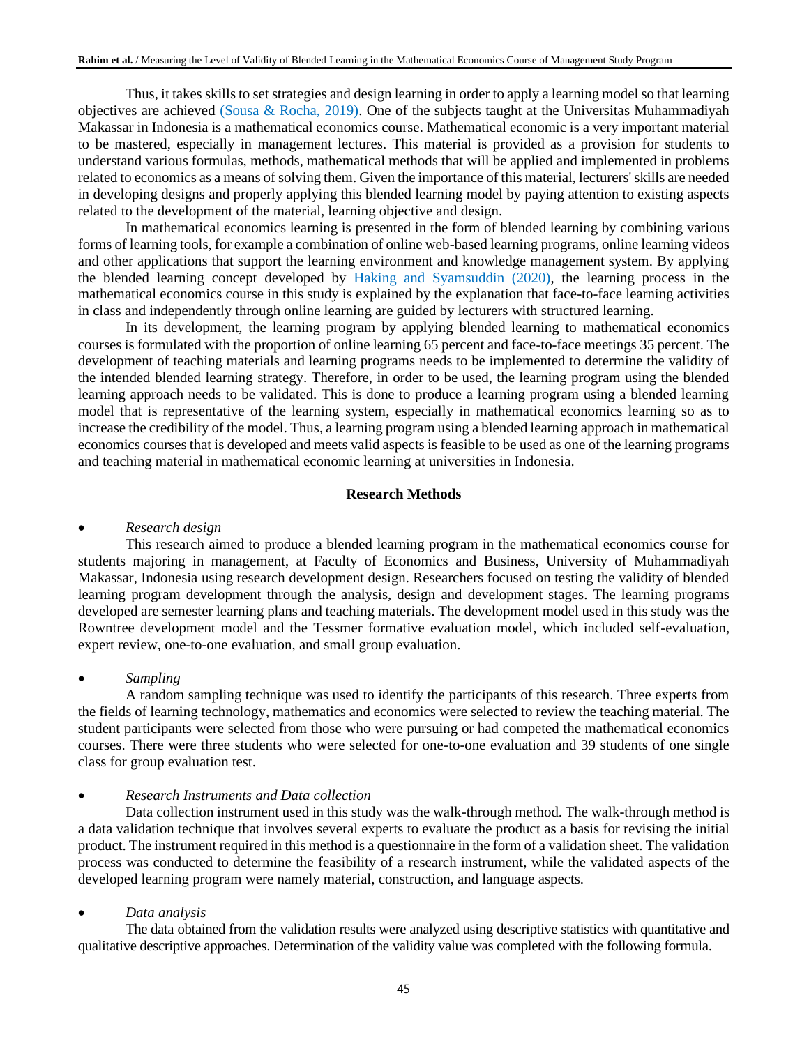Thus, it takes skills to set strategies and design learning in order to apply a learning model so that learning objectives are achieved (Sousa & Rocha, 2019). One of the subjects taught at the Universitas Muhammadiyah Makassar in Indonesia is a mathematical economics course. Mathematical economic is a very important material to be mastered, especially in management lectures. This material is provided as a provision for students to understand various formulas, methods, mathematical methods that will be applied and implemented in problems related to economics as a means of solving them. Given the importance of this material, lecturers' skills are needed in developing designs and properly applying this blended learning model by paying attention to existing aspects related to the development of the material, learning objective and design.

In mathematical economics learning is presented in the form of blended learning by combining various forms of learning tools, for example a combination of online web-based learning programs, online learning videos and other applications that support the learning environment and knowledge management system. By applying the blended learning concept developed by Haking and Syamsuddin (2020), the learning process in the mathematical economics course in this study is explained by the explanation that face-to-face learning activities in class and independently through online learning are guided by lecturers with structured learning.

In its development, the learning program by applying blended learning to mathematical economics courses is formulated with the proportion of online learning 65 percent and face-to-face meetings 35 percent. The development of teaching materials and learning programs needs to be implemented to determine the validity of the intended blended learning strategy. Therefore, in order to be used, the learning program using the blended learning approach needs to be validated. This is done to produce a learning program using a blended learning model that is representative of the learning system, especially in mathematical economics learning so as to increase the credibility of the model. Thus, a learning program using a blended learning approach in mathematical economics courses that is developed and meets valid aspects is feasible to be used as one of the learning programs and teaching material in mathematical economic learning at universities in Indonesia.

## Research Methods

- *Research design*

This research aimed to produce a blended learning program in the mathematical economics course for students majoring in management, at Faculty of Economics and Business, University of Muhammadiyah Makassar, Indonesia using research development design. Researchers focused on testing the validity of blended learning program development through the analysis, design and development stages. The learning programs developed are semester learning plans and teaching materials. The development model used in this study was the Rowntree development model and the Tessmer formative evaluation model, which included self-evaluation, expert review, one-to-one evaluation, and small group evaluation.

- *Sampling*

A random sampling technique was used to identify the participants of this research. Three experts from the fields of learning technology, mathematics and economics were selected to review the teaching material. The student participants were selected from those who were pursuing or had competed the mathematical economics courses. There were three students who were selected for one-to-one evaluation and 39 students of one single class for group evaluation test.

- *Research Instruments and Data collection*

Data collection instrument used in this study was the walk-through method. The walk-through method is a data validation technique that involves several experts to evaluate the product as a basis for revising the initial product. The instrument required in this method is a questionnaire in the form of a validation sheet. The validation process was conducted to determine the feasibility of a research instrument, while the validated aspects of the developed learning program were namely material, construction, and language aspects.

- *Data analysis*

The data obtained from the validation results were analyzed using descriptive statistics with quantitative and qualitative descriptive approaches. Determination of the validity value was completed with the following formula.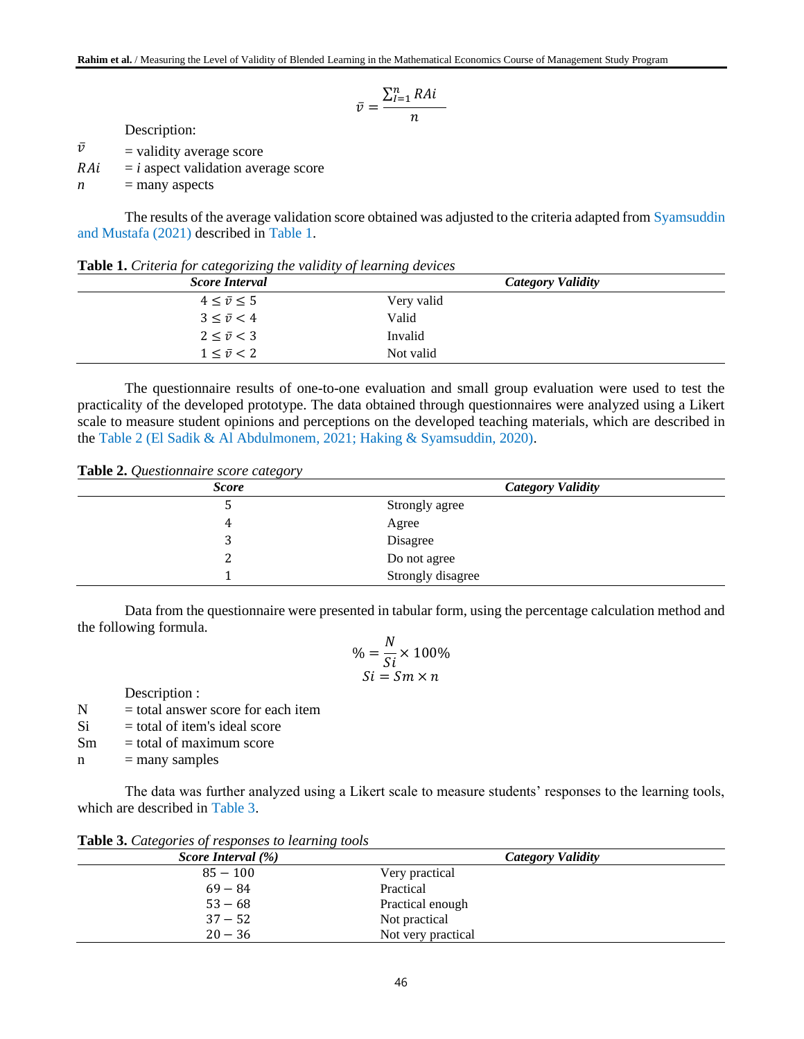$$\bar{v} = \frac{\sum_{I=1}^{n} RAi}{n}$$

Description:

$\bar{v}$ = validity average score

$RAi$ = $i$ aspect validation average score

$n$ = many aspects

The results of the average validation score obtained was adjusted to the criteria adapted from Syamsuddin and Mustafa (2021) described in Table 1.

**Table 1.** *Criteria for categorizing the validity of learning devices*

| *Score Interval* | *Category Validity* |
|---|---|
| $4 \leq \bar{v} \leq 5$ | Very valid |
| $3 \leq \bar{v} < 4$ | Valid |
| $2 \leq \bar{v} < 3$ | Invalid |
| $1 \leq \bar{v} < 2$ | Not valid |

The questionnaire results of one-to-one evaluation and small group evaluation were used to test the practicality of the developed prototype. The data obtained through questionnaires were analyzed using a Likert scale to measure student opinions and perceptions on the developed teaching materials, which are described in the Table 2 (El Sadik & Al Abdulmonem, 2021; Haking & Syamsuddin, 2020).

**Table 2.** *Questionnaire score category*

| *Score* | *Category Validity* |
|---|---|
| 5 | Strongly agree |
| 4 | Agree |
| 3 | Disagree |
| 2 | Do not agree |
| 1 | Strongly disagree |

Data from the questionnaire were presented in tabular form, using the percentage calculation method and the following formula.

$$\% = \frac{N}{Si} \times 100\%$$
$$Si = Sm \times n$$

Description :

N = total answer score for each item

Si = total of item's ideal score

Sm = total of maximum score

n = many samples

The data was further analyzed using a Likert scale to measure students' responses to the learning tools, which are described in Table 3.

**Table 3.** *Categories of responses to learning tools*

| *Score Interval (%)* | *Category Validity* |
|---|---|
| $85 - 100$ | Very practical |
| $69 - 84$ | Practical |
| $53 - 68$ | Practical enough |
| $37 - 52$ | Not practical |
| $20 - 36$ | Not very practical |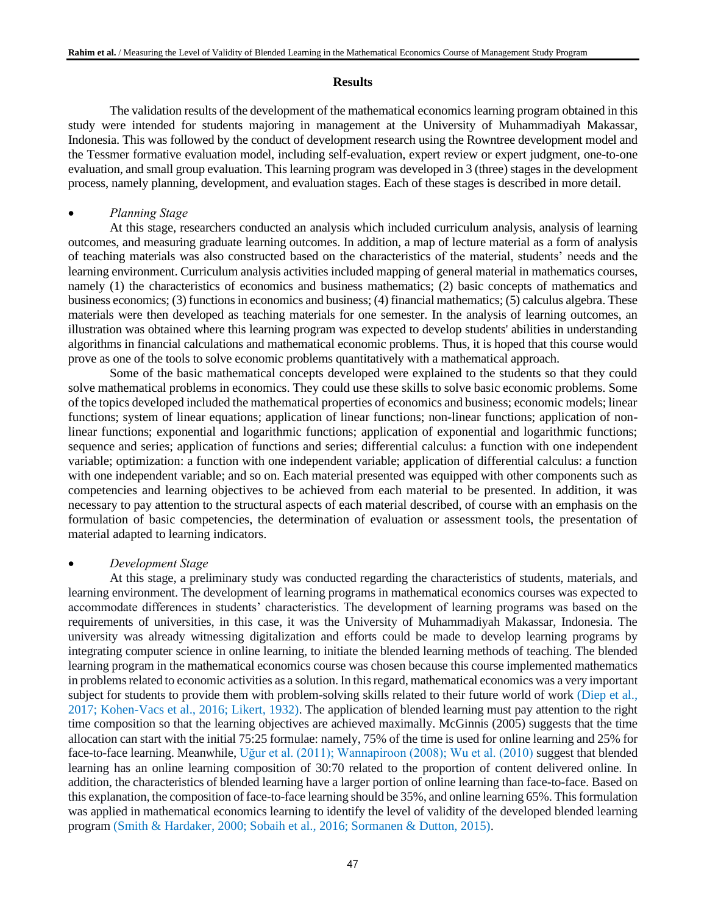## Results

The validation results of the development of the mathematical economics learning program obtained in this study were intended for students majoring in management at the University of Muhammadiyah Makassar, Indonesia. This was followed by the conduct of development research using the Rowntree development model and the Tessmer formative evaluation model, including self-evaluation, expert review or expert judgment, one-to-one evaluation, and small group evaluation. This learning program was developed in 3 (three) stages in the development process, namely planning, development, and evaluation stages. Each of these stages is described in more detail.

- *Planning Stage*

At this stage, researchers conducted an analysis which included curriculum analysis, analysis of learning outcomes, and measuring graduate learning outcomes. In addition, a map of lecture material as a form of analysis of teaching materials was also constructed based on the characteristics of the material, students' needs and the learning environment. Curriculum analysis activities included mapping of general material in mathematics courses, namely (1) the characteristics of economics and business mathematics; (2) basic concepts of mathematics and business economics; (3) functions in economics and business; (4) financial mathematics; (5) calculus algebra. These materials were then developed as teaching materials for one semester. In the analysis of learning outcomes, an illustration was obtained where this learning program was expected to develop students' abilities in understanding algorithms in financial calculations and mathematical economic problems. Thus, it is hoped that this course would prove as one of the tools to solve economic problems quantitatively with a mathematical approach.

Some of the basic mathematical concepts developed were explained to the students so that they could solve mathematical problems in economics. They could use these skills to solve basic economic problems. Some of the topics developed included the mathematical properties of economics and business; economic models; linear functions; system of linear equations; application of linear functions; non-linear functions; application of non-linear functions; exponential and logarithmic functions; application of exponential and logarithmic functions; sequence and series; application of functions and series; differential calculus: a function with one independent variable; optimization: a function with one independent variable; application of differential calculus: a function with one independent variable; and so on. Each material presented was equipped with other components such as competencies and learning objectives to be achieved from each material to be presented. In addition, it was necessary to pay attention to the structural aspects of each material described, of course with an emphasis on the formulation of basic competencies, the determination of evaluation or assessment tools, the presentation of material adapted to learning indicators.

- *Development Stage*

At this stage, a preliminary study was conducted regarding the characteristics of students, materials, and learning environment. The development of learning programs in mathematical economics courses was expected to accommodate differences in students' characteristics. The development of learning programs was based on the requirements of universities, in this case, it was the University of Muhammadiyah Makassar, Indonesia. The university was already witnessing digitalization and efforts could be made to develop learning programs by integrating computer science in online learning, to initiate the blended learning methods of teaching. The blended learning program in the mathematical economics course was chosen because this course implemented mathematics in problems related to economic activities as a solution. In this regard, mathematical economics was a very important subject for students to provide them with problem-solving skills related to their future world of work (Diep et al., 2017; Kohen-Vacs et al., 2016; Likert, 1932). The application of blended learning must pay attention to the right time composition so that the learning objectives are achieved maximally. McGinnis (2005) suggests that the time allocation can start with the initial 75:25 formulae: namely, 75% of the time is used for online learning and 25% for face-to-face learning. Meanwhile, Uğur et al. (2011); Wannapiroon (2008); Wu et al. (2010) suggest that blended learning has an online learning composition of 30:70 related to the proportion of content delivered online. In addition, the characteristics of blended learning have a larger portion of online learning than face-to-face. Based on this explanation, the composition of face-to-face learning should be 35%, and online learning 65%. This formulation was applied in mathematical economics learning to identify the level of validity of the developed blended learning program (Smith & Hardaker, 2000; Sobaih et al., 2016; Sormanen & Dutton, 2015).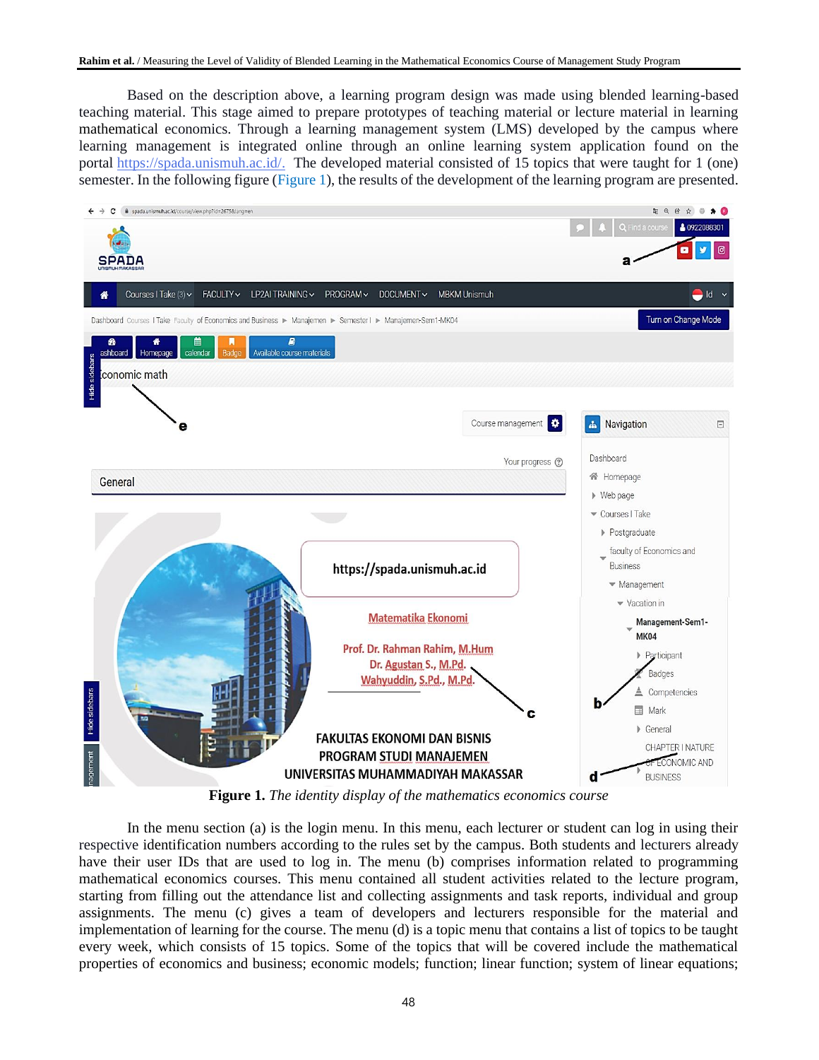Based on the description above, a learning program design was made using blended learning-based teaching material. This stage aimed to prepare prototypes of teaching material or lecture material in learning mathematical economics. Through a learning management system (LMS) developed by the campus where learning management is integrated online through an online learning system application found on the portal https://spada.unismuh.ac.id/. The developed material consisted of 15 topics that were taught for 1 (one) semester. In the following figure (Figure 1), the results of the development of the learning program are presented.

**Figure 1.** *The identity display of the mathematics economics course*

In the menu section (a) is the login menu. In this menu, each lecturer or student can log in using their respective identification numbers according to the rules set by the campus. Both students and lecturers already have their user IDs that are used to log in. The menu (b) comprises information related to programming mathematical economics courses. This menu contained all student activities related to the lecture program, starting from filling out the attendance list and collecting assignments and task reports, individual and group assignments. The menu (c) gives a team of developers and lecturers responsible for the material and implementation of learning for the course. The menu (d) is a topic menu that contains a list of topics to be taught every week, which consists of 15 topics. Some of the topics that will be covered include the mathematical properties of economics and business; economic models; function; linear function; system of linear equations;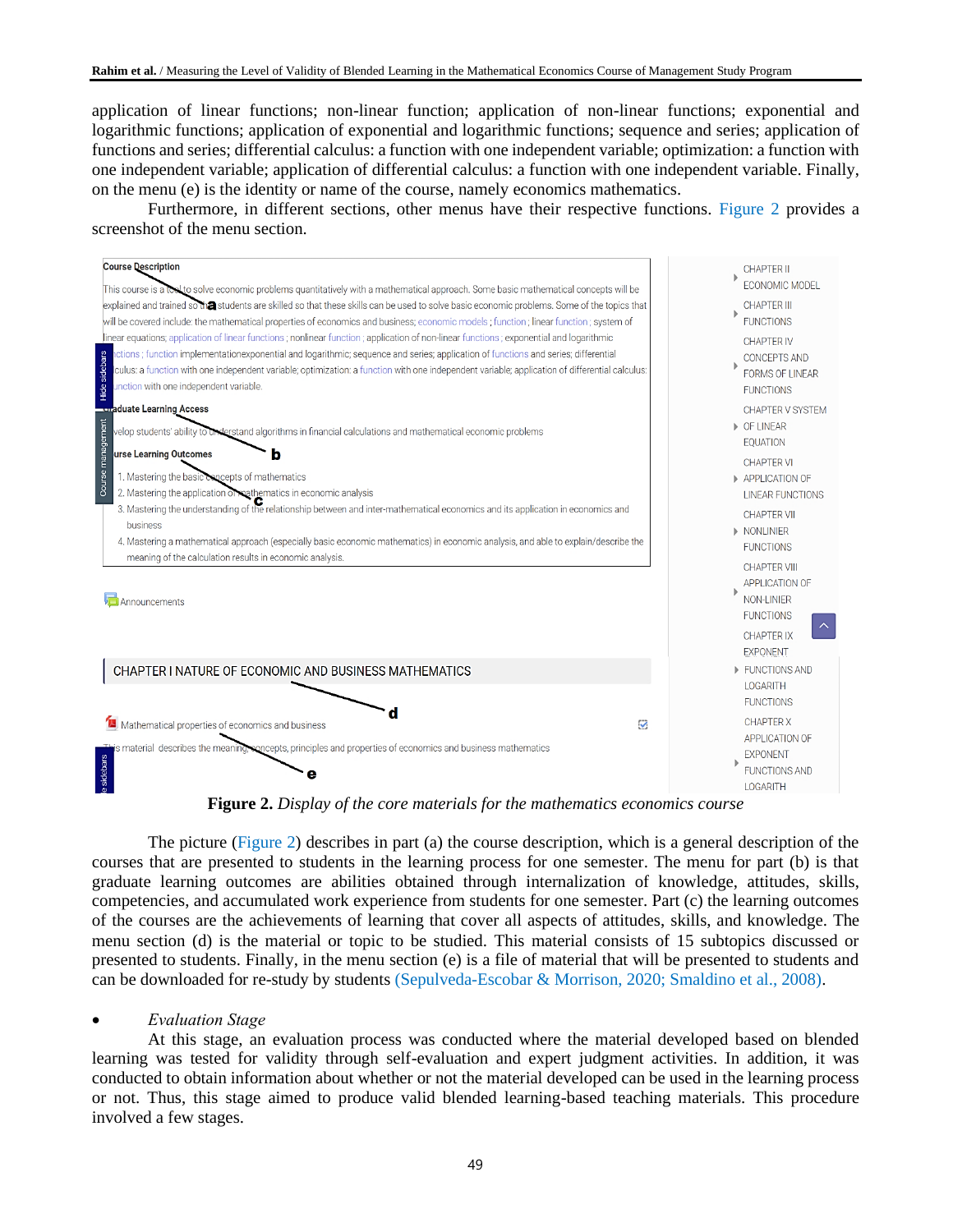application of linear functions; non-linear function; application of non-linear functions; exponential and logarithmic functions; application of exponential and logarithmic functions; sequence and series; application of functions and series; differential calculus: a function with one independent variable; optimization: a function with one independent variable; application of differential calculus: a function with one independent variable. Finally, on the menu (e) is the identity or name of the course, namely economics mathematics.

Furthermore, in different sections, other menus have their respective functions. Figure 2 provides a screenshot of the menu section.

**Figure 2.** *Display of the core materials for the mathematics economics course*

The picture (Figure 2) describes in part (a) the course description, which is a general description of the courses that are presented to students in the learning process for one semester. The menu for part (b) is that graduate learning outcomes are abilities obtained through internalization of knowledge, attitudes, skills, competencies, and accumulated work experience from students for one semester. Part (c) the learning outcomes of the courses are the achievements of learning that cover all aspects of attitudes, skills, and knowledge. The menu section (d) is the material or topic to be studied. This material consists of 15 subtopics discussed or presented to students. Finally, in the menu section (e) is a file of material that will be presented to students and can be downloaded for re-study by students (Sepulveda-Escobar & Morrison, 2020; Smaldino et al., 2008).

- *Evaluation Stage*

At this stage, an evaluation process was conducted where the material developed based on blended learning was tested for validity through self-evaluation and expert judgment activities. In addition, it was conducted to obtain information about whether or not the material developed can be used in the learning process or not. Thus, this stage aimed to produce valid blended learning-based teaching materials. This procedure involved a few stages.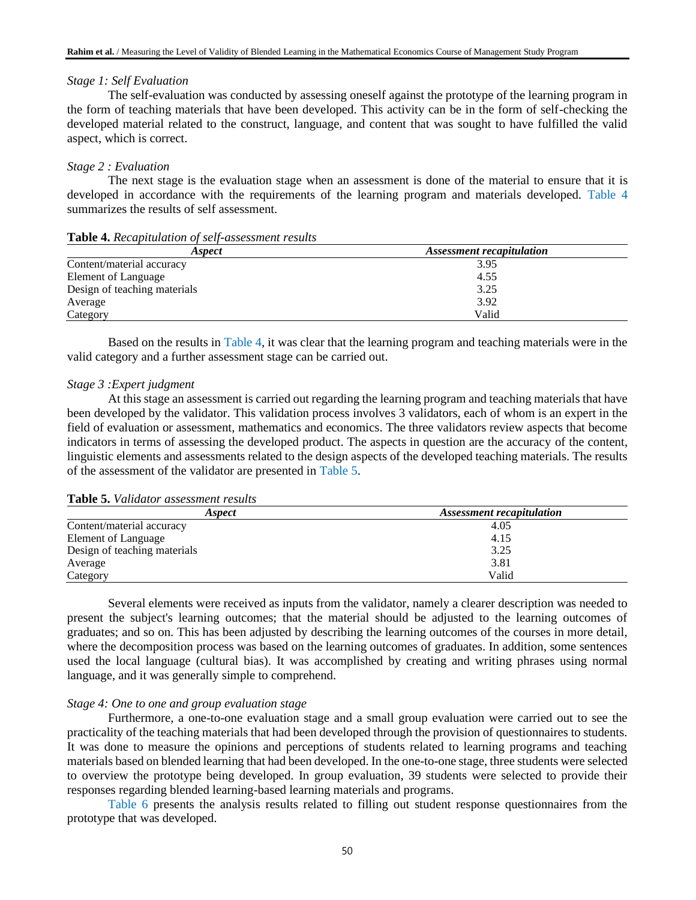*Stage 1: Self Evaluation*

The self-evaluation was conducted by assessing oneself against the prototype of the learning program in the form of teaching materials that have been developed. This activity can be in the form of self-checking the developed material related to the construct, language, and content that was sought to have fulfilled the valid aspect, which is correct.

*Stage 2 : Evaluation*

The next stage is the evaluation stage when an assessment is done of the material to ensure that it is developed in accordance with the requirements of the learning program and materials developed. Table 4 summarizes the results of self assessment.

**Table 4.** *Recapitulation of self-assessment results*

| *Aspect* | *Assessment recapitulation* |
|---|---|
| Content/material accuracy | 3.95 |
| Element of Language | 4.55 |
| Design of teaching materials | 3.25 |
| Average | 3.92 |
| Category | Valid |

Based on the results in Table 4, it was clear that the learning program and teaching materials were in the valid category and a further assessment stage can be carried out.

*Stage 3 :Expert judgment*

At this stage an assessment is carried out regarding the learning program and teaching materials that have been developed by the validator. This validation process involves 3 validators, each of whom is an expert in the field of evaluation or assessment, mathematics and economics. The three validators review aspects that become indicators in terms of assessing the developed product. The aspects in question are the accuracy of the content, linguistic elements and assessments related to the design aspects of the developed teaching materials. The results of the assessment of the validator are presented in Table 5.

**Table 5.** *Validator assessment results*

| *Aspect* | *Assessment recapitulation* |
|---|---|
| Content/material accuracy | 4.05 |
| Element of Language | 4.15 |
| Design of teaching materials | 3.25 |
| Average | 3.81 |
| Category | Valid |

Several elements were received as inputs from the validator, namely a clearer description was needed to present the subject's learning outcomes; that the material should be adjusted to the learning outcomes of graduates; and so on. This has been adjusted by describing the learning outcomes of the courses in more detail, where the decomposition process was based on the learning outcomes of graduates. In addition, some sentences used the local language (cultural bias). It was accomplished by creating and writing phrases using normal language, and it was generally simple to comprehend.

*Stage 4: One to one and group evaluation stage*

Furthermore, a one-to-one evaluation stage and a small group evaluation were carried out to see the practicality of the teaching materials that had been developed through the provision of questionnaires to students. It was done to measure the opinions and perceptions of students related to learning programs and teaching materials based on blended learning that had been developed. In the one-to-one stage, three students were selected to overview the prototype being developed. In group evaluation, 39 students were selected to provide their responses regarding blended learning-based learning materials and programs.

Table 6 presents the analysis results related to filling out student response questionnaires from the prototype that was developed.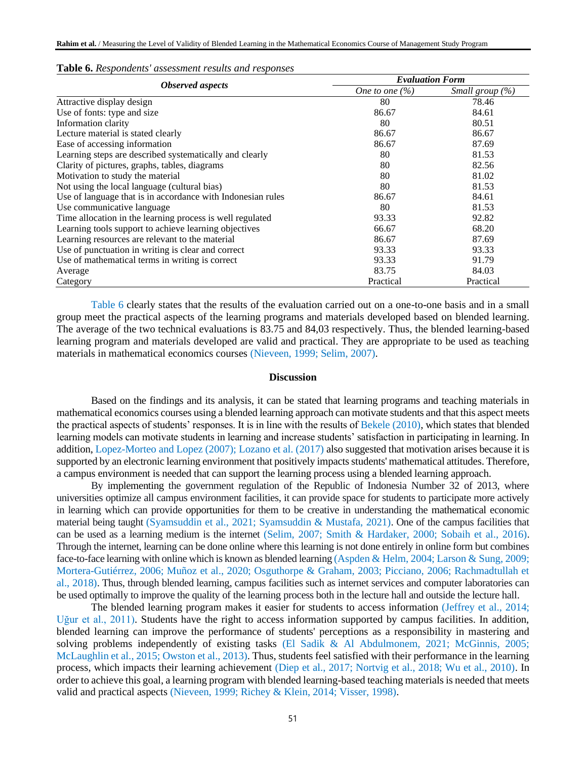**Table 6.** *Respondents' assessment results and responses*

| *Observed aspects* | *Evaluation Form* | |
|---|---|---|
| | *One to one (%)* | *Small group (%)* |
| Attractive display design | 80 | 78.46 |
| Use of fonts: type and size | 86.67 | 84.61 |
| Information clarity | 80 | 80.51 |
| Lecture material is stated clearly | 86.67 | 86.67 |
| Ease of accessing information | 86.67 | 87.69 |
| Learning steps are described systematically and clearly | 80 | 81.53 |
| Clarity of pictures, graphs, tables, diagrams | 80 | 82.56 |
| Motivation to study the material | 80 | 81.02 |
| Not using the local language (cultural bias) | 80 | 81.53 |
| Use of language that is in accordance with Indonesian rules | 86.67 | 84.61 |
| Use communicative language | 80 | 81.53 |
| Time allocation in the learning process is well regulated | 93.33 | 92.82 |
| Learning tools support to achieve learning objectives | 66.67 | 68.20 |
| Learning resources are relevant to the material | 86.67 | 87.69 |
| Use of punctuation in writing is clear and correct | 93.33 | 93.33 |
| Use of mathematical terms in writing is correct | 93.33 | 91.79 |
| Average | 83.75 | 84.03 |
| Category | Practical | Practical |

Table 6 clearly states that the results of the evaluation carried out on a one-to-one basis and in a small group meet the practical aspects of the learning programs and materials developed based on blended learning. The average of the two technical evaluations is 83.75 and 84,03 respectively. Thus, the blended learning-based learning program and materials developed are valid and practical. They are appropriate to be used as teaching materials in mathematical economics courses (Nieveen, 1999; Selim, 2007).

## Discussion

Based on the findings and its analysis, it can be stated that learning programs and teaching materials in mathematical economics courses using a blended learning approach can motivate students and that this aspect meets the practical aspects of students' responses. It is in line with the results of Bekele (2010), which states that blended learning models can motivate students in learning and increase students' satisfaction in participating in learning. In addition, Lopez-Morteo and Lopez (2007); Lozano et al. (2017) also suggested that motivation arises because it is supported by an electronic learning environment that positively impacts students' mathematical attitudes. Therefore, a campus environment is needed that can support the learning process using a blended learning approach.

By implementing the government regulation of the Republic of Indonesia Number 32 of 2013, where universities optimize all campus environment facilities, it can provide space for students to participate more actively in learning which can provide opportunities for them to be creative in understanding the mathematical economic material being taught (Syamsuddin et al., 2021; Syamsuddin & Mustafa, 2021). One of the campus facilities that can be used as a learning medium is the internet (Selim, 2007; Smith & Hardaker, 2000; Sobaih et al., 2016). Through the internet, learning can be done online where this learning is not done entirely in online form but combines face-to-face learning with online which is known as blended learning (Aspden & Helm, 2004; Larson & Sung, 2009; Mortera-Gutiérrez, 2006; Muñoz et al., 2020; Osguthorpe & Graham, 2003; Picciano, 2006; Rachmadtullah et al., 2018). Thus, through blended learning, campus facilities such as internet services and computer laboratories can be used optimally to improve the quality of the learning process both in the lecture hall and outside the lecture hall.

The blended learning program makes it easier for students to access information (Jeffrey et al., 2014; Uğur et al., 2011). Students have the right to access information supported by campus facilities. In addition, blended learning can improve the performance of students' perceptions as a responsibility in mastering and solving problems independently of existing tasks (El Sadik & Al Abdulmonem, 2021; McGinnis, 2005; McLaughlin et al., 2015; Owston et al., 2013). Thus, students feel satisfied with their performance in the learning process, which impacts their learning achievement (Diep et al., 2017; Nortvig et al., 2018; Wu et al., 2010). In order to achieve this goal, a learning program with blended learning-based teaching materials is needed that meets valid and practical aspects (Nieveen, 1999; Richey & Klein, 2014; Visser, 1998).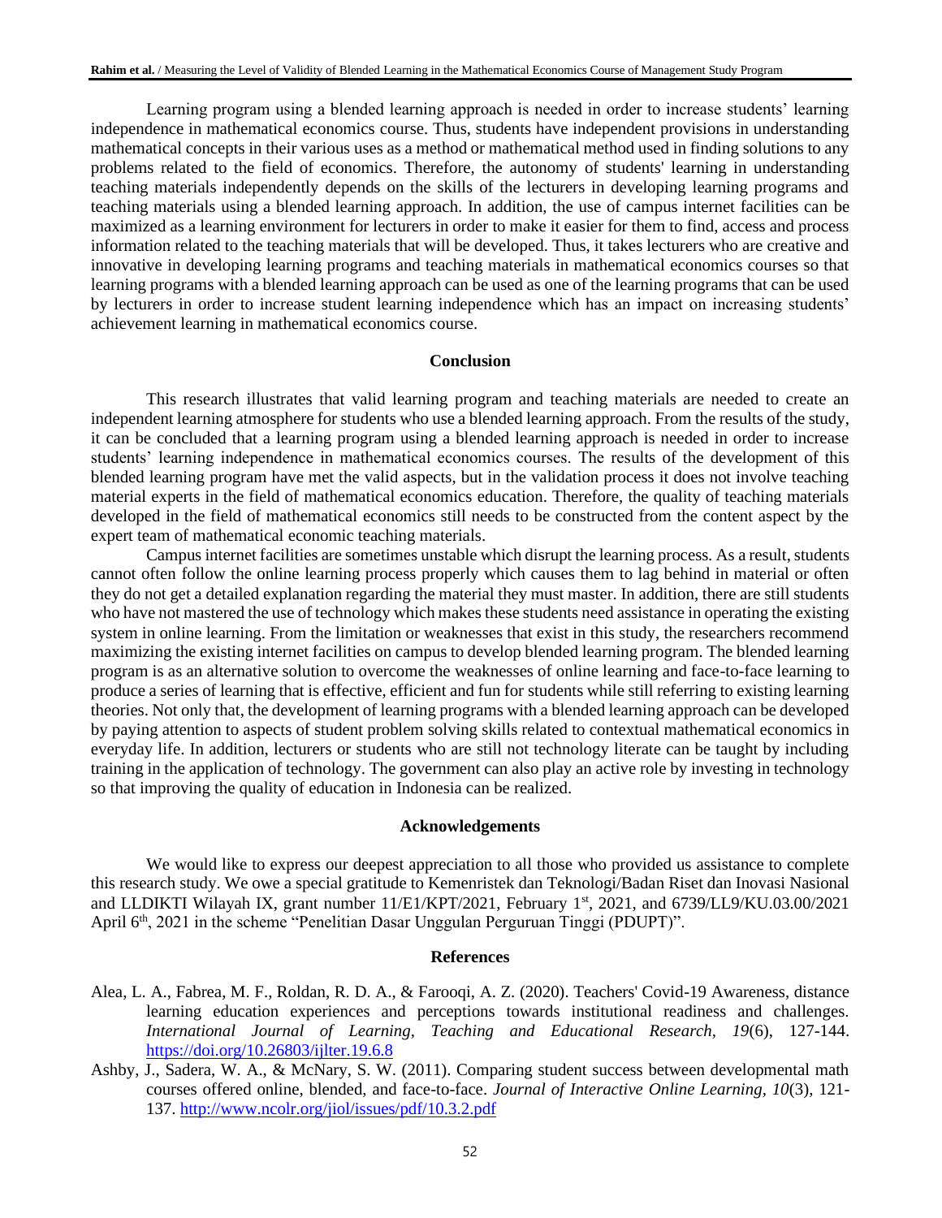Learning program using a blended learning approach is needed in order to increase students' learning independence in mathematical economics course. Thus, students have independent provisions in understanding mathematical concepts in their various uses as a method or mathematical method used in finding solutions to any problems related to the field of economics. Therefore, the autonomy of students' learning in understanding teaching materials independently depends on the skills of the lecturers in developing learning programs and teaching materials using a blended learning approach. In addition, the use of campus internet facilities can be maximized as a learning environment for lecturers in order to make it easier for them to find, access and process information related to the teaching materials that will be developed. Thus, it takes lecturers who are creative and innovative in developing learning programs and teaching materials in mathematical economics courses so that learning programs with a blended learning approach can be used as one of the learning programs that can be used by lecturers in order to increase student learning independence which has an impact on increasing students' achievement learning in mathematical economics course.

## Conclusion

This research illustrates that valid learning program and teaching materials are needed to create an independent learning atmosphere for students who use a blended learning approach. From the results of the study, it can be concluded that a learning program using a blended learning approach is needed in order to increase students' learning independence in mathematical economics courses. The results of the development of this blended learning program have met the valid aspects, but in the validation process it does not involve teaching material experts in the field of mathematical economics education. Therefore, the quality of teaching materials developed in the field of mathematical economics still needs to be constructed from the content aspect by the expert team of mathematical economic teaching materials.

Campus internet facilities are sometimes unstable which disrupt the learning process. As a result, students cannot often follow the online learning process properly which causes them to lag behind in material or often they do not get a detailed explanation regarding the material they must master. In addition, there are still students who have not mastered the use of technology which makes these students need assistance in operating the existing system in online learning. From the limitation or weaknesses that exist in this study, the researchers recommend maximizing the existing internet facilities on campus to develop blended learning program. The blended learning program is as an alternative solution to overcome the weaknesses of online learning and face-to-face learning to produce a series of learning that is effective, efficient and fun for students while still referring to existing learning theories. Not only that, the development of learning programs with a blended learning approach can be developed by paying attention to aspects of student problem solving skills related to contextual mathematical economics in everyday life. In addition, lecturers or students who are still not technology literate can be taught by including training in the application of technology. The government can also play an active role by investing in technology so that improving the quality of education in Indonesia can be realized.

## Acknowledgements

We would like to express our deepest appreciation to all those who provided us assistance to complete this research study. We owe a special gratitude to Kemenristek dan Teknologi/Badan Riset dan Inovasi Nasional and LLDIKTI Wilayah IX, grant number 11/E1/KPT/2021, February 1st, 2021, and 6739/LL9/KU.03.00/2021 April 6th, 2021 in the scheme "Penelitian Dasar Unggulan Perguruan Tinggi (PDUPT)".

## References

Alea, L. A., Fabrea, M. F., Roldan, R. D. A., & Farooqi, A. Z. (2020). Teachers' Covid-19 Awareness, distance learning education experiences and perceptions towards institutional readiness and challenges. *International Journal of Learning, Teaching and Educational Research*, *19*(6), 127-144. https://doi.org/10.26803/ijlter.19.6.8

Ashby, J., Sadera, W. A., & McNary, S. W. (2011). Comparing student success between developmental math courses offered online, blended, and face-to-face. *Journal of Interactive Online Learning*, *10*(3), 121-137. http://www.ncolr.org/jiol/issues/pdf/10.3.2.pdf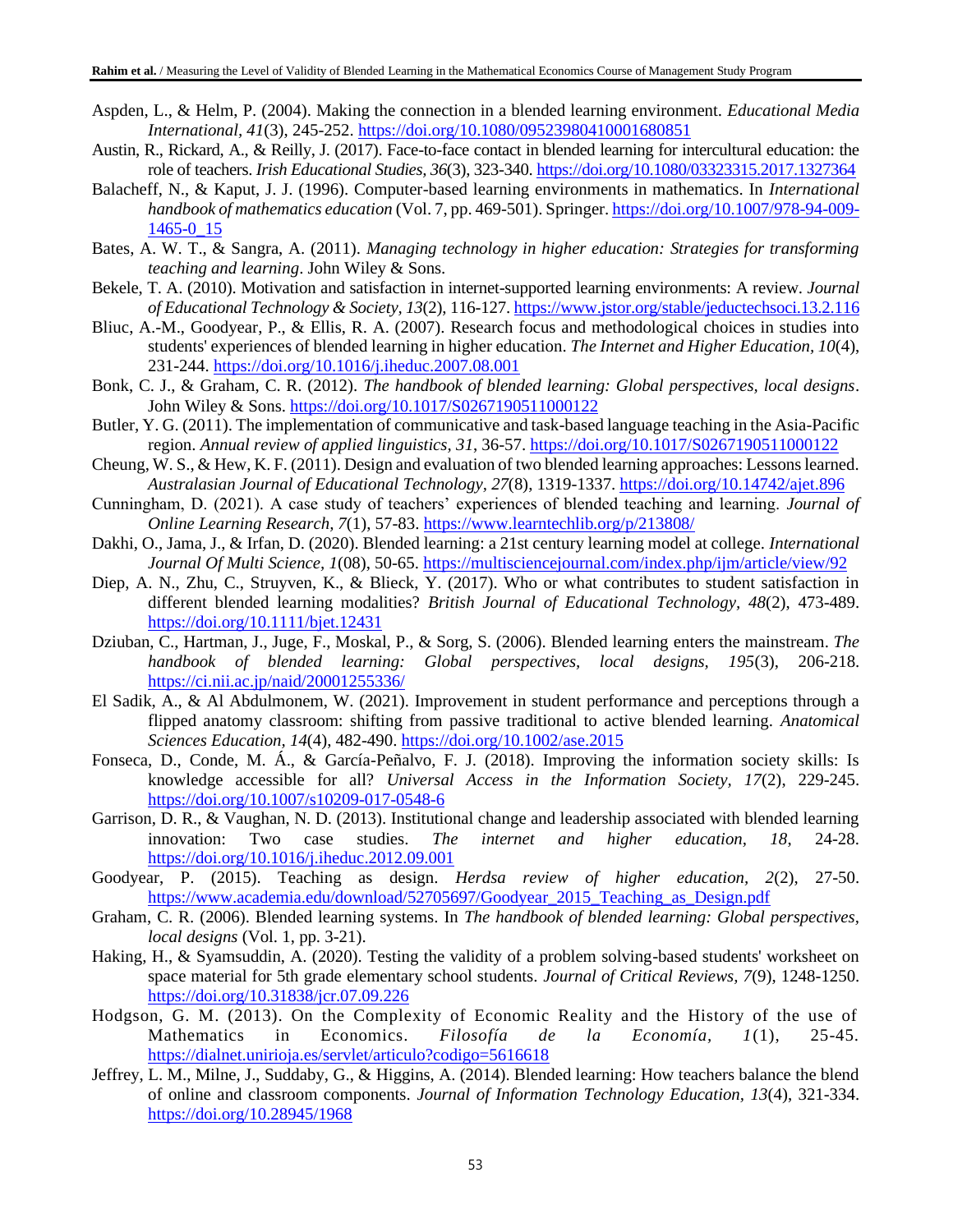Aspden, L., & Helm, P. (2004). Making the connection in a blended learning environment. *Educational Media International*, *41*(3), 245-252. https://doi.org/10.1080/09523980410001680851

Austin, R., Rickard, A., & Reilly, J. (2017). Face-to-face contact in blended learning for intercultural education: the role of teachers. *Irish Educational Studies, 36*(3), 323-340. https://doi.org/10.1080/03323315.2017.1327364

Balacheff, N., & Kaput, J. J. (1996). Computer-based learning environments in mathematics. In *International handbook of mathematics education* (Vol. 7, pp. 469-501). Springer. https://doi.org/10.1007/978-94-009-1465-0_15

Bates, A. W. T., & Sangra, A. (2011). *Managing technology in higher education: Strategies for transforming teaching and learning*. John Wiley & Sons.

Bekele, T. A. (2010). Motivation and satisfaction in internet-supported learning environments: A review. *Journal of Educational Technology & Society, 13*(2), 116-127. https://www.jstor.org/stable/jeductechsoci.13.2.116

Bliuc, A.-M., Goodyear, P., & Ellis, R. A. (2007). Research focus and methodological choices in studies into students' experiences of blended learning in higher education. *The Internet and Higher Education, 10*(4), 231-244. https://doi.org/10.1016/j.iheduc.2007.08.001

Bonk, C. J., & Graham, C. R. (2012). *The handbook of blended learning: Global perspectives, local designs*. John Wiley & Sons. https://doi.org/10.1017/S0267190511000122

Butler, Y. G. (2011). The implementation of communicative and task-based language teaching in the Asia-Pacific region. *Annual review of applied linguistics, 31*, 36-57. https://doi.org/10.1017/S0267190511000122

Cheung, W. S., & Hew, K. F. (2011). Design and evaluation of two blended learning approaches: Lessons learned. *Australasian Journal of Educational Technology, 27*(8), 1319-1337. https://doi.org/10.14742/ajet.896

Cunningham, D. (2021). A case study of teachers' experiences of blended teaching and learning. *Journal of Online Learning Research, 7*(1), 57-83. https://www.learntechlib.org/p/213808/

Dakhi, O., Jama, J., & Irfan, D. (2020). Blended learning: a 21st century learning model at college. *International Journal Of Multi Science, 1*(08), 50-65. https://multisciencejournal.com/index.php/ijm/article/view/92

Diep, A. N., Zhu, C., Struyven, K., & Blieck, Y. (2017). Who or what contributes to student satisfaction in different blended learning modalities? *British Journal of Educational Technology, 48*(2), 473-489. https://doi.org/10.1111/bjet.12431

Dziuban, C., Hartman, J., Juge, F., Moskal, P., & Sorg, S. (2006). Blended learning enters the mainstream. *The handbook of blended learning: Global perspectives, local designs, 195*(3), 206-218. https://ci.nii.ac.jp/naid/20001255336/

El Sadik, A., & Al Abdulmonem, W. (2021). Improvement in student performance and perceptions through a flipped anatomy classroom: shifting from passive traditional to active blended learning. *Anatomical Sciences Education, 14*(4), 482-490. https://doi.org/10.1002/ase.2015

Fonseca, D., Conde, M. Á., & García-Peñalvo, F. J. (2018). Improving the information society skills: Is knowledge accessible for all? *Universal Access in the Information Society, 17*(2), 229-245. https://doi.org/10.1007/s10209-017-0548-6

Garrison, D. R., & Vaughan, N. D. (2013). Institutional change and leadership associated with blended learning innovation: Two case studies. *The internet and higher education, 18*, 24-28. https://doi.org/10.1016/j.iheduc.2012.09.001

Goodyear, P. (2015). Teaching as design. *Herdsa review of higher education, 2*(2), 27-50. https://www.academia.edu/download/52705697/Goodyear_2015_Teaching_as_Design.pdf

Graham, C. R. (2006). Blended learning systems. In *The handbook of blended learning: Global perspectives, local designs* (Vol. 1, pp. 3-21).

Haking, H., & Syamsuddin, A. (2020). Testing the validity of a problem solving-based students' worksheet on space material for 5th grade elementary school students. *Journal of Critical Reviews, 7*(9), 1248-1250. https://doi.org/10.31838/jcr.07.09.226

Hodgson, G. M. (2013). On the Complexity of Economic Reality and the History of the use of Mathematics in Economics. *Filosofía de la Economía, 1*(1), 25-45. https://dialnet.unirioja.es/servlet/articulo?codigo=5616618

Jeffrey, L. M., Milne, J., Suddaby, G., & Higgins, A. (2014). Blended learning: How teachers balance the blend of online and classroom components. *Journal of Information Technology Education, 13*(4), 321-334. https://doi.org/10.28945/1968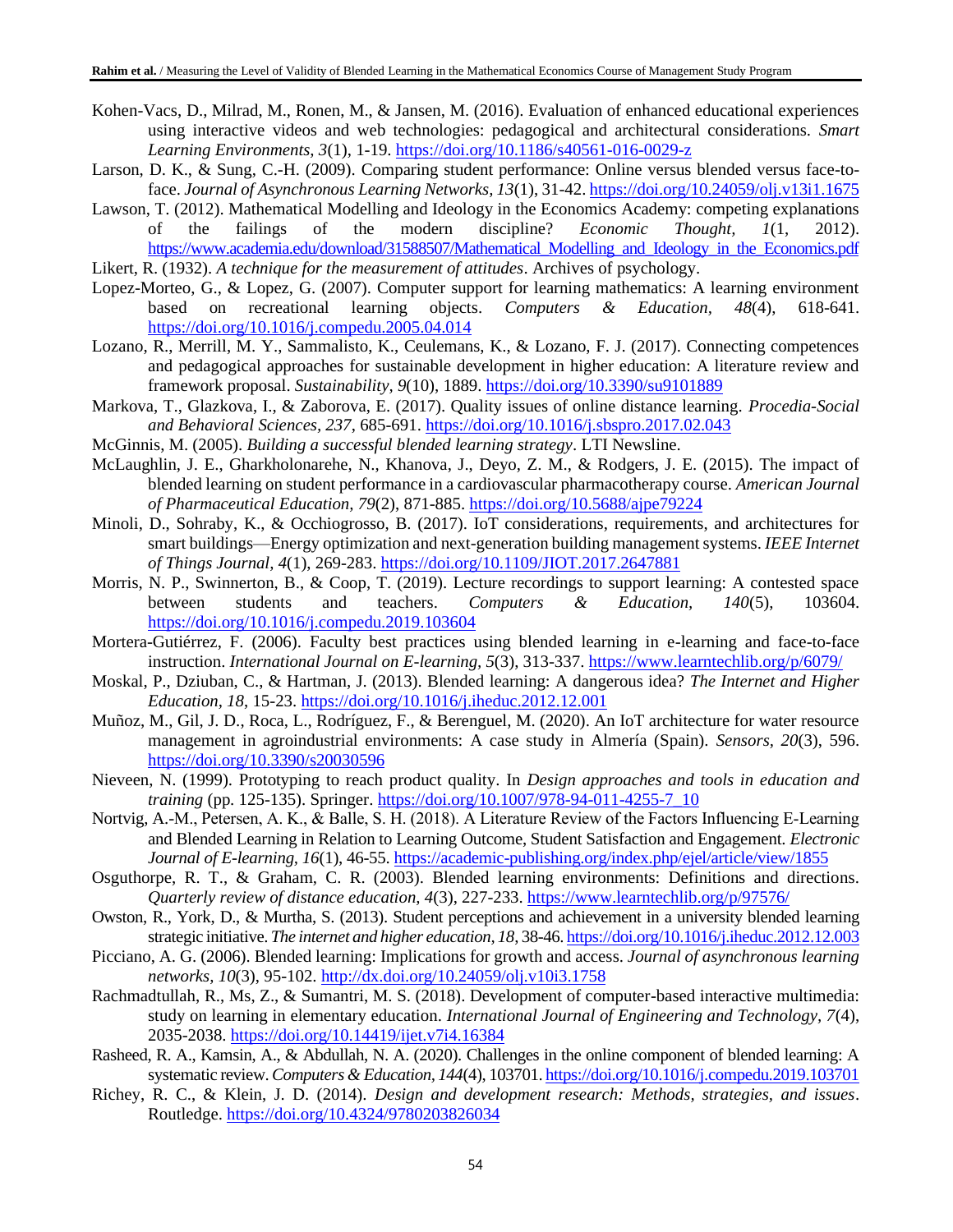Kohen-Vacs, D., Milrad, M., Ronen, M., & Jansen, M. (2016). Evaluation of enhanced educational experiences using interactive videos and web technologies: pedagogical and architectural considerations. *Smart Learning Environments, 3*(1), 1-19. https://doi.org/10.1186/s40561-016-0029-z

Larson, D. K., & Sung, C.-H. (2009). Comparing student performance: Online versus blended versus face-to-face. *Journal of Asynchronous Learning Networks, 13*(1), 31-42. https://doi.org/10.24059/olj.v13i1.1675

Lawson, T. (2012). Mathematical Modelling and Ideology in the Economics Academy: competing explanations of the failings of the modern discipline? *Economic Thought, 1*(1, 2012). https://www.academia.edu/download/31588507/Mathematical_Modelling_and_Ideology_in_the_Economics.pdf

Likert, R. (1932). *A technique for the measurement of attitudes*. Archives of psychology.

Lopez-Morteo, G., & Lopez, G. (2007). Computer support for learning mathematics: A learning environment based on recreational learning objects. *Computers & Education, 48*(4), 618-641. https://doi.org/10.1016/j.compedu.2005.04.014

Lozano, R., Merrill, M. Y., Sammalisto, K., Ceulemans, K., & Lozano, F. J. (2017). Connecting competences and pedagogical approaches for sustainable development in higher education: A literature review and framework proposal. *Sustainability, 9*(10), 1889. https://doi.org/10.3390/su9101889

Markova, T., Glazkova, I., & Zaborova, E. (2017). Quality issues of online distance learning. *Procedia-Social and Behavioral Sciences, 237*, 685-691. https://doi.org/10.1016/j.sbspro.2017.02.043

McGinnis, M. (2005). *Building a successful blended learning strategy*. LTI Newsline.

McLaughlin, J. E., Gharkholonarehe, N., Khanova, J., Deyo, Z. M., & Rodgers, J. E. (2015). The impact of blended learning on student performance in a cardiovascular pharmacotherapy course. *American Journal of Pharmaceutical Education, 79*(2), 871-885. https://doi.org/10.5688/ajpe79224

Minoli, D., Sohraby, K., & Occhiogrosso, B. (2017). IoT considerations, requirements, and architectures for smart buildings—Energy optimization and next-generation building management systems. *IEEE Internet of Things Journal, 4*(1), 269-283. https://doi.org/10.1109/JIOT.2017.2647881

Morris, N. P., Swinnerton, B., & Coop, T. (2019). Lecture recordings to support learning: A contested space between students and teachers. *Computers & Education, 140*(5), 103604. https://doi.org/10.1016/j.compedu.2019.103604

Mortera-Gutiérrez, F. (2006). Faculty best practices using blended learning in e-learning and face-to-face instruction. *International Journal on E-learning, 5*(3), 313-337. https://www.learntechlib.org/p/6079/

Moskal, P., Dziuban, C., & Hartman, J. (2013). Blended learning: A dangerous idea? *The Internet and Higher Education, 18*, 15-23. https://doi.org/10.1016/j.iheduc.2012.12.001

Muñoz, M., Gil, J. D., Roca, L., Rodríguez, F., & Berenguel, M. (2020). An IoT architecture for water resource management in agroindustrial environments: A case study in Almería (Spain). *Sensors, 20*(3), 596. https://doi.org/10.3390/s20030596

Nieveen, N. (1999). Prototyping to reach product quality. In *Design approaches and tools in education and training* (pp. 125-135). Springer. https://doi.org/10.1007/978-94-011-4255-7_10

Nortvig, A.-M., Petersen, A. K., & Balle, S. H. (2018). A Literature Review of the Factors Influencing E-Learning and Blended Learning in Relation to Learning Outcome, Student Satisfaction and Engagement. *Electronic Journal of E-learning, 16*(1), 46-55. https://academic-publishing.org/index.php/ejel/article/view/1855

Osguthorpe, R. T., & Graham, C. R. (2003). Blended learning environments: Definitions and directions. *Quarterly review of distance education, 4*(3), 227-233. https://www.learntechlib.org/p/97576/

Owston, R., York, D., & Murtha, S. (2013). Student perceptions and achievement in a university blended learning strategic initiative. *The internet and higher education, 18*, 38-46. https://doi.org/10.1016/j.iheduc.2012.12.003

Picciano, A. G. (2006). Blended learning: Implications for growth and access. *Journal of asynchronous learning networks, 10*(3), 95-102. http://dx.doi.org/10.24059/olj.v10i3.1758

Rachmadtullah, R., Ms, Z., & Sumantri, M. S. (2018). Development of computer-based interactive multimedia: study on learning in elementary education. *International Journal of Engineering and Technology, 7*(4), 2035-2038. https://doi.org/10.14419/ijet.v7i4.16384

Rasheed, R. A., Kamsin, A., & Abdullah, N. A. (2020). Challenges in the online component of blended learning: A systematic review. *Computers & Education, 144*(4), 103701. https://doi.org/10.1016/j.compedu.2019.103701

Richey, R. C., & Klein, J. D. (2014). *Design and development research: Methods, strategies, and issues*. Routledge. https://doi.org/10.4324/9780203826034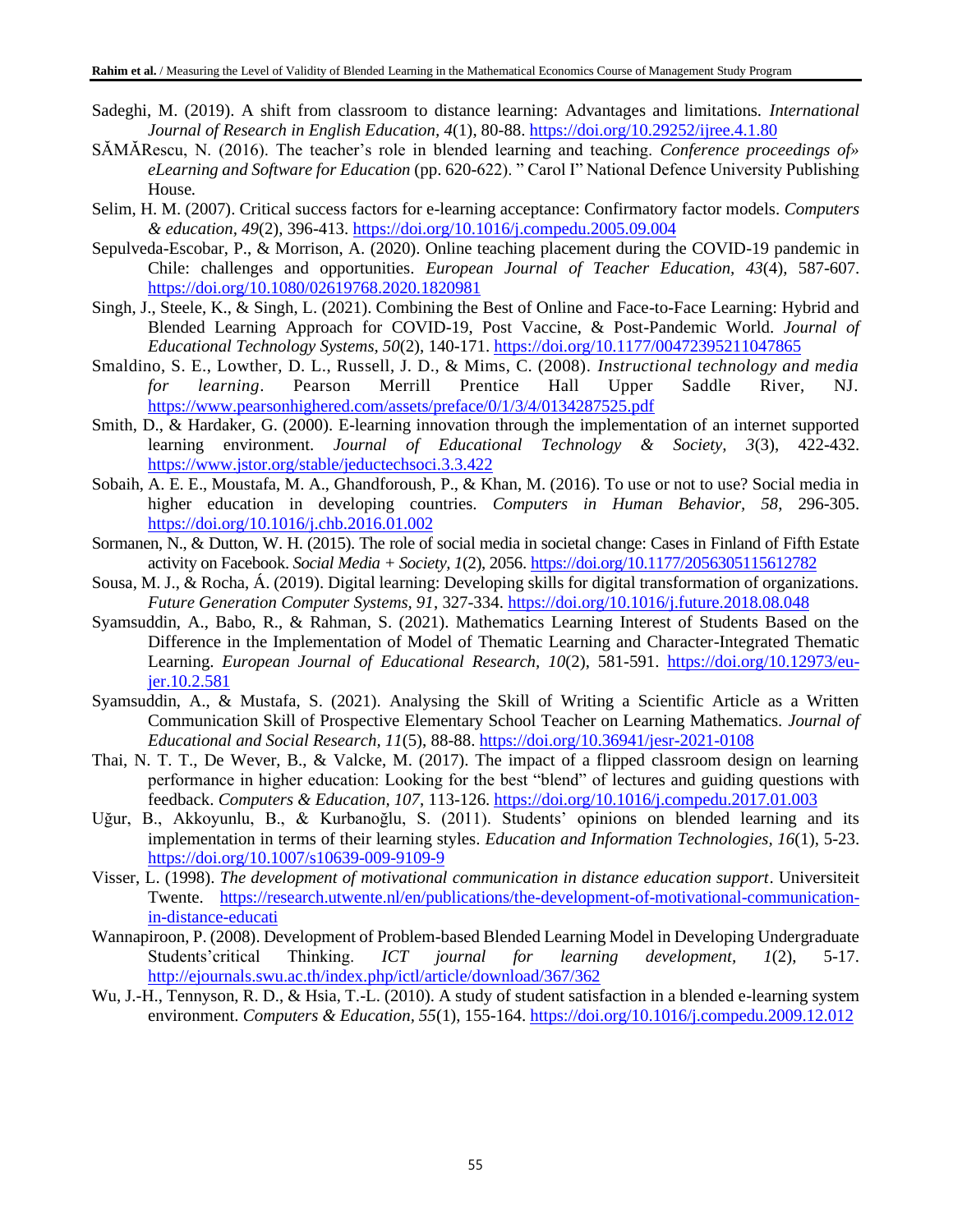Sadeghi, M. (2019). A shift from classroom to distance learning: Advantages and limitations. *International Journal of Research in English Education, 4*(1), 80-88. https://doi.org/10.29252/ijree.4.1.80

SĂMĂRescu, N. (2016). The teacher's role in blended learning and teaching. *Conference proceedings of» eLearning and Software for Education* (pp. 620-622). " Carol I" National Defence University Publishing House.

Selim, H. M. (2007). Critical success factors for e-learning acceptance: Confirmatory factor models. *Computers & education, 49*(2), 396-413. https://doi.org/10.1016/j.compedu.2005.09.004

Sepulveda-Escobar, P., & Morrison, A. (2020). Online teaching placement during the COVID-19 pandemic in Chile: challenges and opportunities. *European Journal of Teacher Education, 43*(4), 587-607. https://doi.org/10.1080/02619768.2020.1820981

Singh, J., Steele, K., & Singh, L. (2021). Combining the Best of Online and Face-to-Face Learning: Hybrid and Blended Learning Approach for COVID-19, Post Vaccine, & Post-Pandemic World. *Journal of Educational Technology Systems, 50*(2), 140-171. https://doi.org/10.1177/00472395211047865

Smaldino, S. E., Lowther, D. L., Russell, J. D., & Mims, C. (2008). *Instructional technology and media for learning*. Pearson Merrill Prentice Hall Upper Saddle River, NJ. https://www.pearsonhighered.com/assets/preface/0/1/3/4/0134287525.pdf

Smith, D., & Hardaker, G. (2000). E-learning innovation through the implementation of an internet supported learning environment. *Journal of Educational Technology & Society, 3*(3), 422-432. https://www.jstor.org/stable/jeductechsoci.3.3.422

Sobaih, A. E. E., Moustafa, M. A., Ghandforoush, P., & Khan, M. (2016). To use or not to use? Social media in higher education in developing countries. *Computers in Human Behavior, 58*, 296-305. https://doi.org/10.1016/j.chb.2016.01.002

Sormanen, N., & Dutton, W. H. (2015). The role of social media in societal change: Cases in Finland of Fifth Estate activity on Facebook. *Social Media + Society, 1*(2), 2056. https://doi.org/10.1177/2056305115612782

Sousa, M. J., & Rocha, Á. (2019). Digital learning: Developing skills for digital transformation of organizations. *Future Generation Computer Systems, 91*, 327-334. https://doi.org/10.1016/j.future.2018.08.048

Syamsuddin, A., Babo, R., & Rahman, S. (2021). Mathematics Learning Interest of Students Based on the Difference in the Implementation of Model of Thematic Learning and Character-Integrated Thematic Learning. *European Journal of Educational Research, 10*(2), 581-591. https://doi.org/10.12973/eu-jer.10.2.581

Syamsuddin, A., & Mustafa, S. (2021). Analysing the Skill of Writing a Scientific Article as a Written Communication Skill of Prospective Elementary School Teacher on Learning Mathematics. *Journal of Educational and Social Research, 11*(5), 88-88. https://doi.org/10.36941/jesr-2021-0108

Thai, N. T. T., De Wever, B., & Valcke, M. (2017). The impact of a flipped classroom design on learning performance in higher education: Looking for the best "blend" of lectures and guiding questions with feedback. *Computers & Education, 107*, 113-126. https://doi.org/10.1016/j.compedu.2017.01.003

Uğur, B., Akkoyunlu, B., & Kurbanoğlu, S. (2011). Students' opinions on blended learning and its implementation in terms of their learning styles. *Education and Information Technologies, 16*(1), 5-23. https://doi.org/10.1007/s10639-009-9109-9

Visser, L. (1998). *The development of motivational communication in distance education support*. Universiteit Twente. https://research.utwente.nl/en/publications/the-development-of-motivational-communication-in-distance-educati

Wannapiroon, P. (2008). Development of Problem-based Blended Learning Model in Developing Undergraduate Students'critical Thinking. *ICT journal for learning development, 1*(2), 5-17. http://ejournals.swu.ac.th/index.php/ictl/article/download/367/362

Wu, J.-H., Tennyson, R. D., & Hsia, T.-L. (2010). A study of student satisfaction in a blended e-learning system environment. *Computers & Education, 55*(1), 155-164. https://doi.org/10.1016/j.compedu.2009.12.012